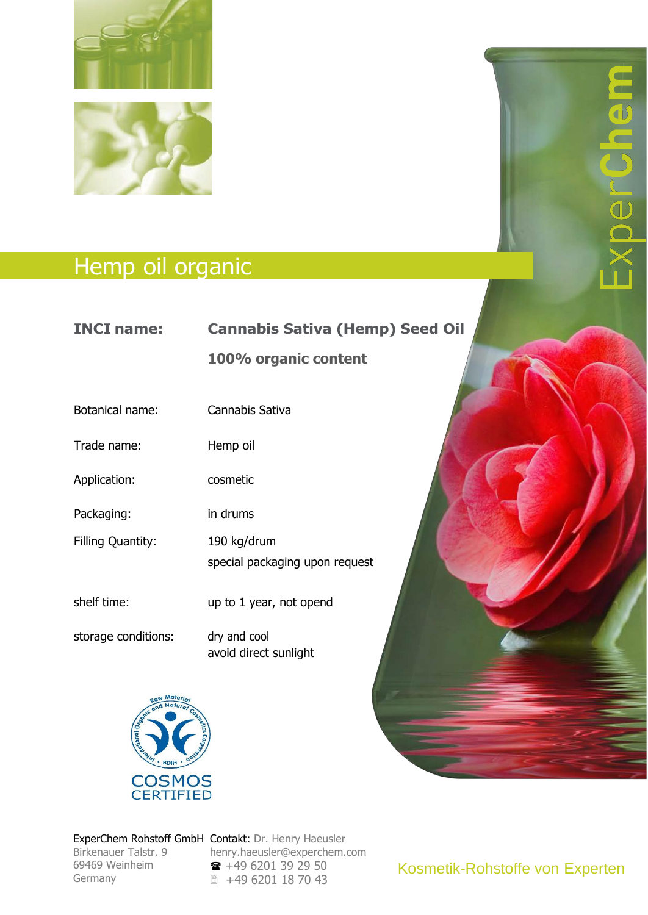# Hemp oil organic

| | |
|---|---|
| **INCI name:** | **Cannabis Sativa (Hemp) Seed Oil** |
| | **100% organic content** |
| Botanical name: | Cannabis Sativa |
| Trade name: | Hemp oil |
| Application: | cosmetic |
| Packaging: | in drums |
| Filling Quantity: | 190 kg/drum<br>special packaging upon request |
| shelf time: | up to 1 year, not opend |
| storage conditions: | dry and cool<br>avoid direct sunlight |

COSMOS CERTIFIED

ExperChem Rohstoff GmbH
Birkenauer Talstr. 9
69469 Weinheim
Germany

Contakt: Dr. Henry Haeusler
henry.haeusler@experchem.com
☎ +49 6201 39 29 50
+49 6201 18 70 43

Kosmetik-Rohstoffe von Experten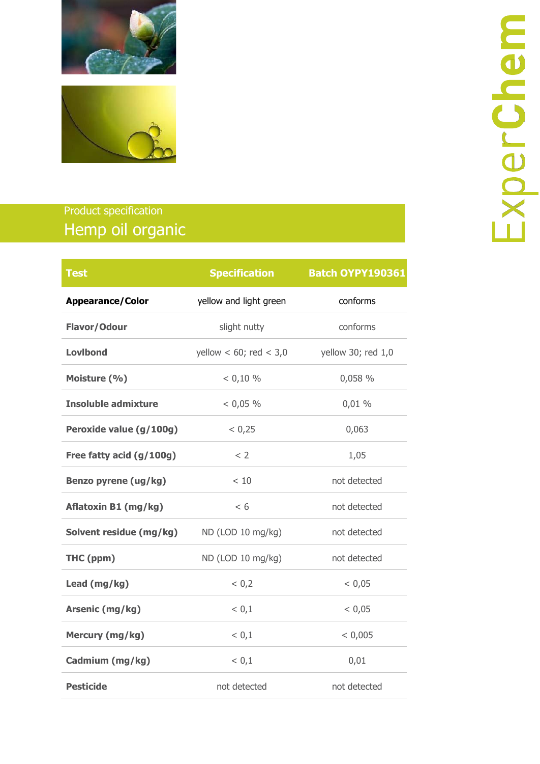Product specification

# Hemp oil organic

| Test | Specification | Batch OYPY190361 |
| --- | --- | --- |
| **Appearance/Color** | yellow and light green | conforms |
| **Flavor/Odour** | slight nutty | conforms |
| **Lovlbond** | yellow < 60; red < 3,0 | yellow 30; red 1,0 |
| **Moisture (%)** | < 0,10 % | 0,058 % |
| **Insoluble admixture** | < 0,05 % | 0,01 % |
| **Peroxide value (g/100g)** | < 0,25 | 0,063 |
| **Free fatty acid (g/100g)** | < 2 | 1,05 |
| **Benzo pyrene (ug/kg)** | < 10 | not detected |
| **Aflatoxin B1 (mg/kg)** | < 6 | not detected |
| **Solvent residue (mg/kg)** | ND (LOD 10 mg/kg) | not detected |
| **THC (ppm)** | ND (LOD 10 mg/kg) | not detected |
| **Lead (mg/kg)** | < 0,2 | < 0,05 |
| **Arsenic (mg/kg)** | < 0,1 | < 0,05 |
| **Mercury (mg/kg)** | < 0,1 | < 0,005 |
| **Cadmium (mg/kg)** | < 0,1 | 0,01 |
| **Pesticide** | not detected | not detected |

ExperChem